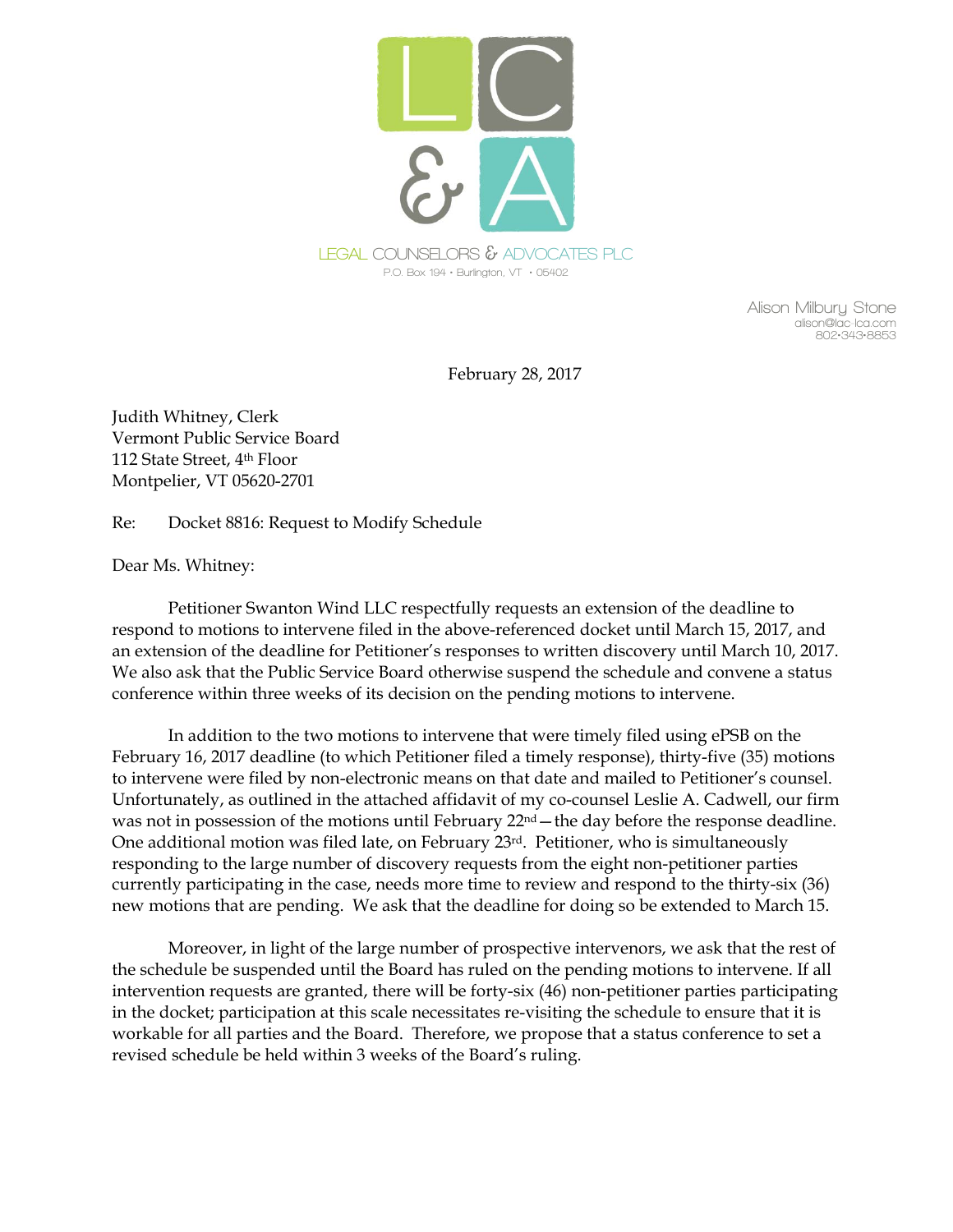LEGAL COUNSELORS & ADVOCATES PLC
P.O. Box 194 • Burlington, VT • 05402

Alison Milbury Stone
alison@lac-lca.com
802•343•8853

February 28, 2017

Judith Whitney, Clerk
Vermont Public Service Board
112 State Street, 4th Floor
Montpelier, VT 05620-2701

Re: Docket 8816: Request to Modify Schedule

Dear Ms. Whitney:

Petitioner Swanton Wind LLC respectfully requests an extension of the deadline to respond to motions to intervene filed in the above-referenced docket until March 15, 2017, and an extension of the deadline for Petitioner's responses to written discovery until March 10, 2017. We also ask that the Public Service Board otherwise suspend the schedule and convene a status conference within three weeks of its decision on the pending motions to intervene.

In addition to the two motions to intervene that were timely filed using ePSB on the February 16, 2017 deadline (to which Petitioner filed a timely response), thirty-five (35) motions to intervene were filed by non-electronic means on that date and mailed to Petitioner's counsel. Unfortunately, as outlined in the attached affidavit of my co-counsel Leslie A. Cadwell, our firm was not in possession of the motions until February 22nd—the day before the response deadline. One additional motion was filed late, on February 23rd. Petitioner, who is simultaneously responding to the large number of discovery requests from the eight non-petitioner parties currently participating in the case, needs more time to review and respond to the thirty-six (36) new motions that are pending. We ask that the deadline for doing so be extended to March 15.

Moreover, in light of the large number of prospective intervenors, we ask that the rest of the schedule be suspended until the Board has ruled on the pending motions to intervene. If all intervention requests are granted, there will be forty-six (46) non-petitioner parties participating in the docket; participation at this scale necessitates re-visiting the schedule to ensure that it is workable for all parties and the Board. Therefore, we propose that a status conference to set a revised schedule be held within 3 weeks of the Board's ruling.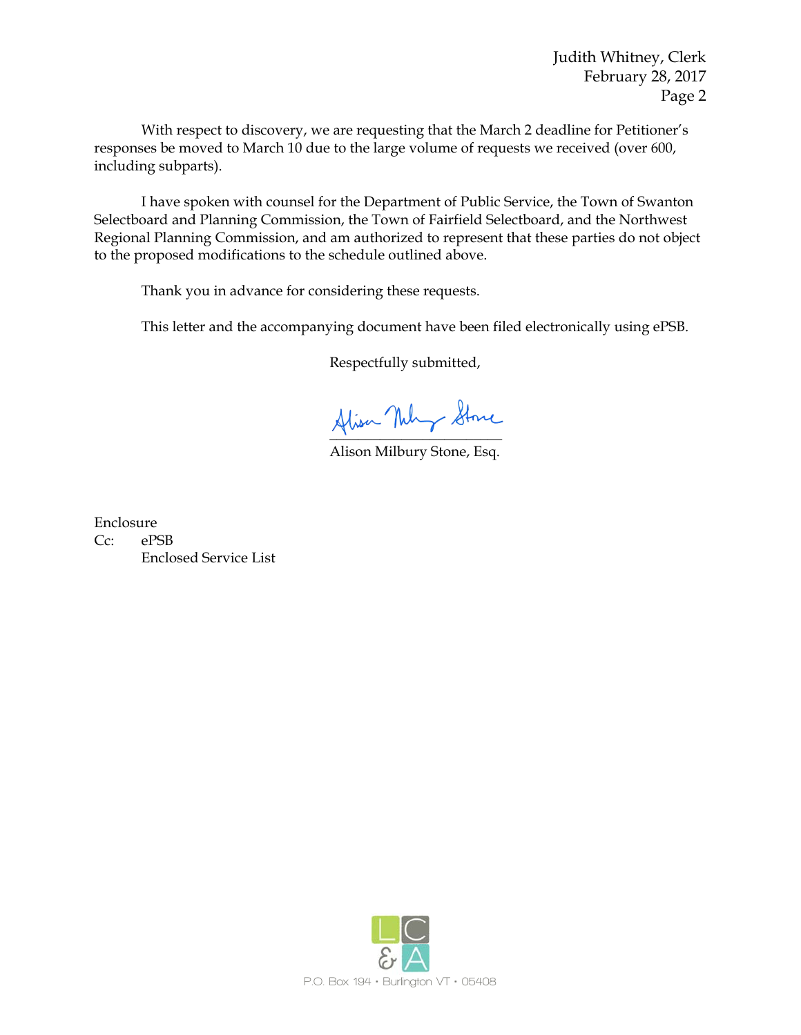With respect to discovery, we are requesting that the March 2 deadline for Petitioner's responses be moved to March 10 due to the large volume of requests we received (over 600, including subparts).

I have spoken with counsel for the Department of Public Service, the Town of Swanton Selectboard and Planning Commission, the Town of Fairfield Selectboard, and the Northwest Regional Planning Commission, and am authorized to represent that these parties do not object to the proposed modifications to the schedule outlined above.

Thank you in advance for considering these requests.

This letter and the accompanying document have been filed electronically using ePSB.

Respectfully submitted,

Alison Milbury Stone, Esq.

Enclosure
Cc: ePSB
Enclosed Service List

P.O. Box 194 • Burlington VT • 05408